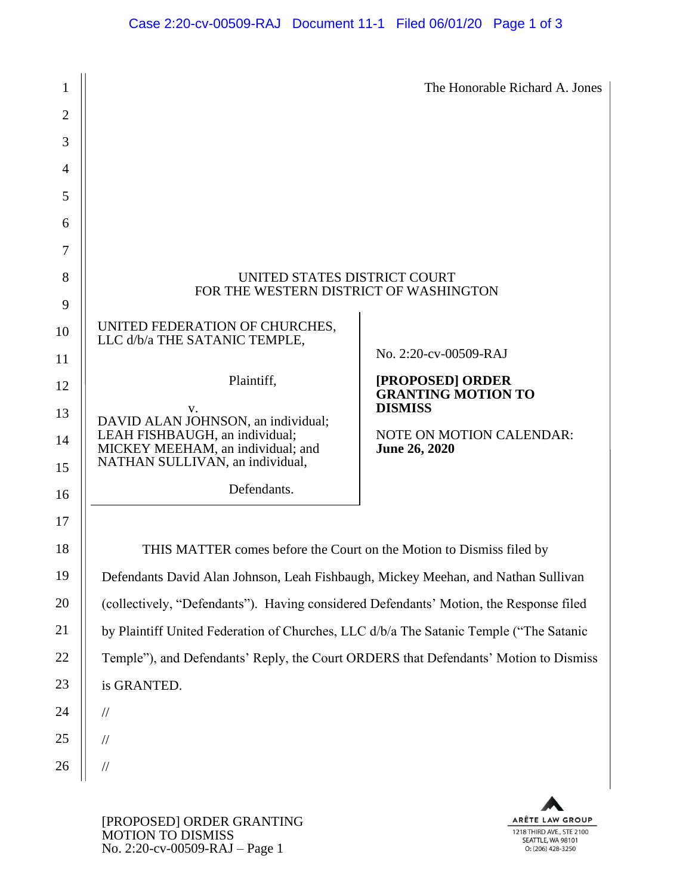The Honorable Richard A. Jones

UNITED STATES DISTRICT COURT
FOR THE WESTERN DISTRICT OF WASHINGTON

UNITED FEDERATION OF CHURCHES, LLC d/b/a THE SATANIC TEMPLE,

Plaintiff,

v.

DAVID ALAN JOHNSON, an individual; LEAH FISHBAUGH, an individual; MICKEY MEEHAM, an individual; and NATHAN SULLIVAN, an individual,

Defendants.

No. 2:20-cv-00509-RAJ

**[PROPOSED] ORDER GRANTING MOTION TO DISMISS**

NOTE ON MOTION CALENDAR: **June 26, 2020**

THIS MATTER comes before the Court on the Motion to Dismiss filed by Defendants David Alan Johnson, Leah Fishbaugh, Mickey Meehan, and Nathan Sullivan (collectively, "Defendants"). Having considered Defendants' Motion, the Response filed by Plaintiff United Federation of Churches, LLC d/b/a The Satanic Temple ("The Satanic Temple"), and Defendants' Reply, the Court ORDERS that Defendants' Motion to Dismiss is GRANTED.

//

//

//

[PROPOSED] ORDER GRANTING MOTION TO DISMISS
No. 2:20-cv-00509-RAJ – Page 1

ARÊTE LAW GROUP
1218 THIRD AVE., STE 2100
SEATTLE, WA 98101
O: (206) 428-3250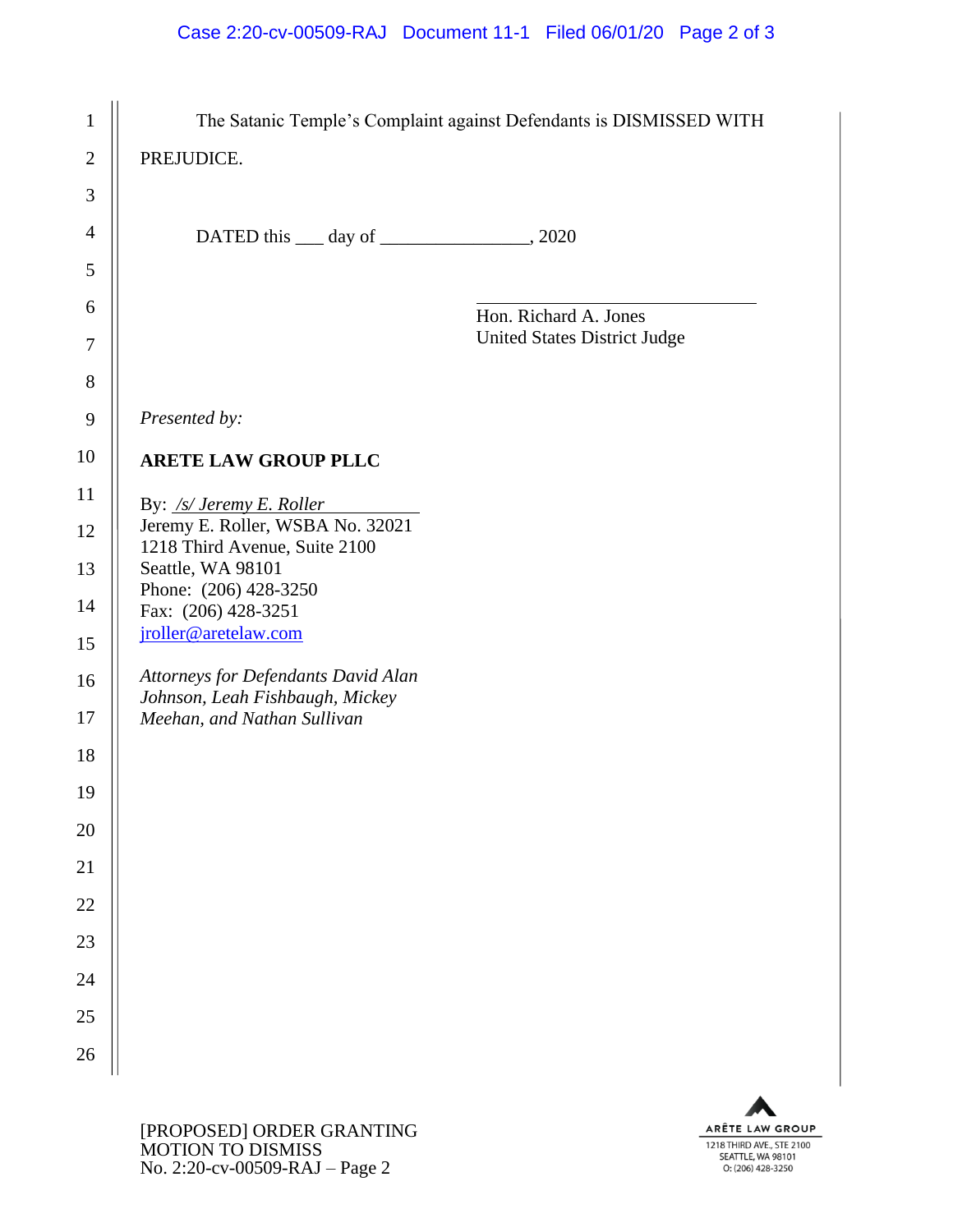The Satanic Temple's Complaint against Defendants is DISMISSED WITH PREJUDICE.

DATED this ___ day of ________________, 2020

_______________________________
Hon. Richard A. Jones
United States District Judge

*Presented by:*

**ARETE LAW GROUP PLLC**

By: */s/ Jeremy E. Roller*
Jeremy E. Roller, WSBA No. 32021
1218 Third Avenue, Suite 2100
Seattle, WA 98101
Phone: (206) 428-3250
Fax: (206) 428-3251
jroller@aretelaw.com

*Attorneys for Defendants David Alan Johnson, Leah Fishbaugh, Mickey Meehan, and Nathan Sullivan*

[PROPOSED] ORDER GRANTING MOTION TO DISMISS
No. 2:20-cv-00509-RAJ – Page 2

ARÊTE LAW GROUP
1218 THIRD AVE., STE 2100
SEATTLE, WA 98101
O: (206) 428-3250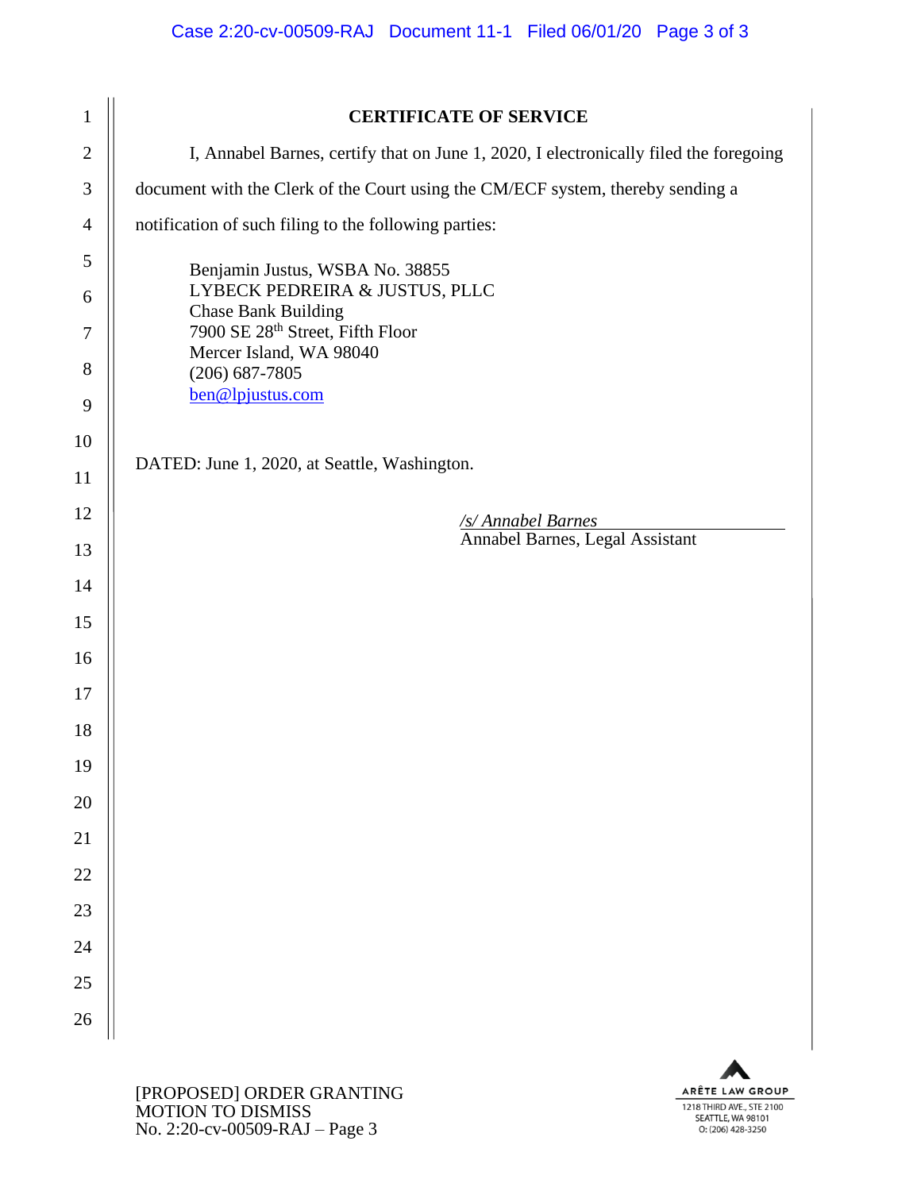**CERTIFICATE OF SERVICE**

I, Annabel Barnes, certify that on June 1, 2020, I electronically filed the foregoing document with the Clerk of the Court using the CM/ECF system, thereby sending a notification of such filing to the following parties:

Benjamin Justus, WSBA No. 38855
LYBECK PEDREIRA & JUSTUS, PLLC
Chase Bank Building
7900 SE 28th Street, Fifth Floor
Mercer Island, WA 98040
(206) 687-7805
ben@lpjustus.com

DATED: June 1, 2020, at Seattle, Washington.

*/s/ Annabel Barnes*
Annabel Barnes, Legal Assistant

[PROPOSED] ORDER GRANTING MOTION TO DISMISS
No. 2:20-cv-00509-RAJ – Page 3

ARÊTE LAW GROUP
1218 THIRD AVE., STE 2100
SEATTLE, WA 98101
O: (206) 428-3250